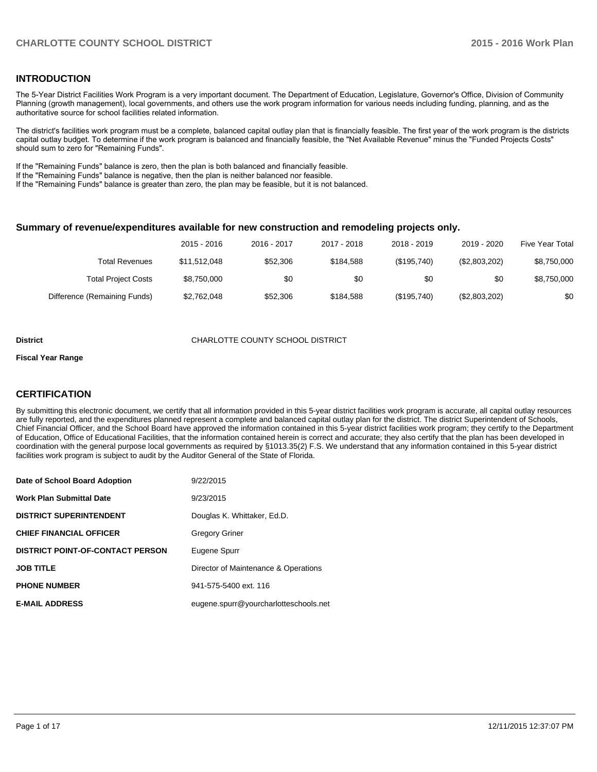## INTRODUCTION

The 5-Year District Facilities Work Program is a very important document. The Department of Education, Legislature, Governor's Office, Division of Community Planning (growth management), local governments, and others use the work program information for various needs including funding, planning, and as the authoritative source for school facilities related information.

The district's facilities work program must be a complete, balanced capital outlay plan that is financially feasible. The first year of the work program is the districts capital outlay budget. To determine if the work program is balanced and financially feasible, the "Net Available Revenue" minus the "Funded Projects Costs" should sum to zero for "Remaining Funds".

If the "Remaining Funds" balance is zero, then the plan is both balanced and financially feasible.
If the "Remaining Funds" balance is negative, then the plan is neither balanced nor feasible.
If the "Remaining Funds" balance is greater than zero, the plan may be feasible, but it is not balanced.

### Summary of revenue/expenditures available for new construction and remodeling projects only.

| | 2015 - 2016 | 2016 - 2017 | 2017 - 2018 | 2018 - 2019 | 2019 - 2020 | Five Year Total |
|---|---|---|---|---|---|---|
| Total Revenues | $11,512,048 | $52,306 | $184,588 | ($195,740) | ($2,803,202) | $8,750,000 |
| Total Project Costs | $8,750,000 | $0 | $0 | $0 | $0 | $8,750,000 |
| Difference (Remaining Funds) | $2,762,048 | $52,306 | $184,588 | ($195,740) | ($2,803,202) | $0 |

**District** CHARLOTTE COUNTY SCHOOL DISTRICT

**Fiscal Year Range**

## CERTIFICATION

By submitting this electronic document, we certify that all information provided in this 5-year district facilities work program is accurate, all capital outlay resources are fully reported, and the expenditures planned represent a complete and balanced capital outlay plan for the district. The district Superintendent of Schools, Chief Financial Officer, and the School Board have approved the information contained in this 5-year district facilities work program; they certify to the Department of Education, Office of Educational Facilities, that the information contained herein is correct and accurate; they also certify that the plan has been developed in coordination with the general purpose local governments as required by §1013.35(2) F.S. We understand that any information contained in this 5-year district facilities work program is subject to audit by the Auditor General of the State of Florida.

| | |
|---|---|
| **Date of School Board Adoption** | 9/22/2015 |
| **Work Plan Submittal Date** | 9/23/2015 |
| **DISTRICT SUPERINTENDENT** | Douglas K. Whittaker, Ed.D. |
| **CHIEF FINANCIAL OFFICER** | Gregory Griner |
| **DISTRICT POINT-OF-CONTACT PERSON** | Eugene Spurr |
| **JOB TITLE** | Director of Maintenance & Operations |
| **PHONE NUMBER** | 941-575-5400 ext. 116 |
| **E-MAIL ADDRESS** | eugene.spurr@yourcharlotteschools.net |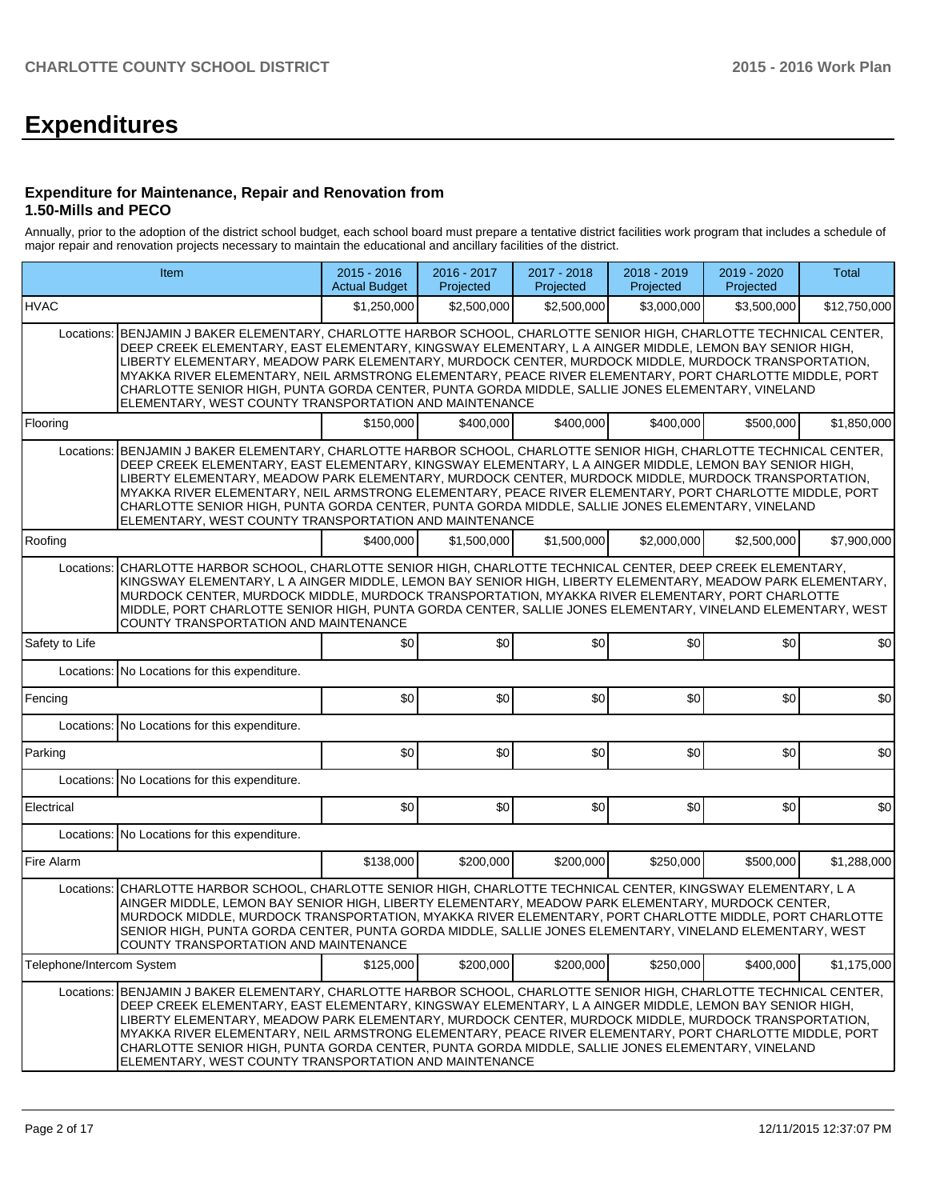# Expenditures

### Expenditure for Maintenance, Repair and Renovation from 1.50-Mills and PECO

Annually, prior to the adoption of the district school budget, each school board must prepare a tentative district facilities work program that includes a schedule of major repair and renovation projects necessary to maintain the educational and ancillary facilities of the district.

| Item | | 2015 - 2016 Actual Budget | 2016 - 2017 Projected | 2017 - 2018 Projected | 2018 - 2019 Projected | 2019 - 2020 Projected | Total |
|---|---|---|---|---|---|---|---|
| HVAC | | $1,250,000 | $2,500,000 | $2,500,000 | $3,000,000 | $3,500,000 | $12,750,000 |
| Locations: | BENJAMIN J BAKER ELEMENTARY, CHARLOTTE HARBOR SCHOOL, CHARLOTTE SENIOR HIGH, CHARLOTTE TECHNICAL CENTER, DEEP CREEK ELEMENTARY, EAST ELEMENTARY, KINGSWAY ELEMENTARY, L A AINGER MIDDLE, LEMON BAY SENIOR HIGH, LIBERTY ELEMENTARY, MEADOW PARK ELEMENTARY, MURDOCK CENTER, MURDOCK MIDDLE, MURDOCK TRANSPORTATION, MYAKKA RIVER ELEMENTARY, NEIL ARMSTRONG ELEMENTARY, PEACE RIVER ELEMENTARY, PORT CHARLOTTE MIDDLE, PORT CHARLOTTE SENIOR HIGH, PUNTA GORDA CENTER, PUNTA GORDA MIDDLE, SALLIE JONES ELEMENTARY, VINELAND ELEMENTARY, WEST COUNTY TRANSPORTATION AND MAINTENANCE | | | | | | |
| Flooring | | $150,000 | $400,000 | $400,000 | $400,000 | $500,000 | $1,850,000 |
| Locations: | BENJAMIN J BAKER ELEMENTARY, CHARLOTTE HARBOR SCHOOL, CHARLOTTE SENIOR HIGH, CHARLOTTE TECHNICAL CENTER, DEEP CREEK ELEMENTARY, EAST ELEMENTARY, KINGSWAY ELEMENTARY, L A AINGER MIDDLE, LEMON BAY SENIOR HIGH, LIBERTY ELEMENTARY, MEADOW PARK ELEMENTARY, MURDOCK CENTER, MURDOCK MIDDLE, MURDOCK TRANSPORTATION, MYAKKA RIVER ELEMENTARY, NEIL ARMSTRONG ELEMENTARY, PEACE RIVER ELEMENTARY, PORT CHARLOTTE MIDDLE, PORT CHARLOTTE SENIOR HIGH, PUNTA GORDA CENTER, PUNTA GORDA MIDDLE, SALLIE JONES ELEMENTARY, VINELAND ELEMENTARY, WEST COUNTY TRANSPORTATION AND MAINTENANCE | | | | | | |
| Roofing | | $400,000 | $1,500,000 | $1,500,000 | $2,000,000 | $2,500,000 | $7,900,000 |
| Locations: | CHARLOTTE HARBOR SCHOOL, CHARLOTTE SENIOR HIGH, CHARLOTTE TECHNICAL CENTER, DEEP CREEK ELEMENTARY, KINGSWAY ELEMENTARY, L A AINGER MIDDLE, LEMON BAY SENIOR HIGH, LIBERTY ELEMENTARY, MEADOW PARK ELEMENTARY, MURDOCK CENTER, MURDOCK MIDDLE, MURDOCK TRANSPORTATION, MYAKKA RIVER ELEMENTARY, PORT CHARLOTTE MIDDLE, PORT CHARLOTTE SENIOR HIGH, PUNTA GORDA CENTER, SALLIE JONES ELEMENTARY, VINELAND ELEMENTARY, WEST COUNTY TRANSPORTATION AND MAINTENANCE | | | | | | |
| Safety to Life | | $0 | $0 | $0 | $0 | $0 | $0 |
| Locations: | No Locations for this expenditure. | | | | | | |
| Fencing | | $0 | $0 | $0 | $0 | $0 | $0 |
| Locations: | No Locations for this expenditure. | | | | | | |
| Parking | | $0 | $0 | $0 | $0 | $0 | $0 |
| Locations: | No Locations for this expenditure. | | | | | | |
| Electrical | | $0 | $0 | $0 | $0 | $0 | $0 |
| Locations: | No Locations for this expenditure. | | | | | | |
| Fire Alarm | | $138,000 | $200,000 | $200,000 | $250,000 | $500,000 | $1,288,000 |
| Locations: | CHARLOTTE HARBOR SCHOOL, CHARLOTTE SENIOR HIGH, CHARLOTTE TECHNICAL CENTER, KINGSWAY ELEMENTARY, L A AINGER MIDDLE, LEMON BAY SENIOR HIGH, LIBERTY ELEMENTARY, MEADOW PARK ELEMENTARY, MURDOCK CENTER, MURDOCK MIDDLE, MURDOCK TRANSPORTATION, MYAKKA RIVER ELEMENTARY, PORT CHARLOTTE MIDDLE, PORT CHARLOTTE SENIOR HIGH, PUNTA GORDA CENTER, PUNTA GORDA MIDDLE, SALLIE JONES ELEMENTARY, VINELAND ELEMENTARY, WEST COUNTY TRANSPORTATION AND MAINTENANCE | | | | | | |
| Telephone/Intercom System | | $125,000 | $200,000 | $200,000 | $250,000 | $400,000 | $1,175,000 |
| Locations: | BENJAMIN J BAKER ELEMENTARY, CHARLOTTE HARBOR SCHOOL, CHARLOTTE SENIOR HIGH, CHARLOTTE TECHNICAL CENTER, DEEP CREEK ELEMENTARY, EAST ELEMENTARY, KINGSWAY ELEMENTARY, L A AINGER MIDDLE, LEMON BAY SENIOR HIGH, LIBERTY ELEMENTARY, MEADOW PARK ELEMENTARY, MURDOCK CENTER, MURDOCK MIDDLE, MURDOCK TRANSPORTATION, MYAKKA RIVER ELEMENTARY, NEIL ARMSTRONG ELEMENTARY, PEACE RIVER ELEMENTARY, PORT CHARLOTTE MIDDLE, PORT CHARLOTTE SENIOR HIGH, PUNTA GORDA CENTER, PUNTA GORDA MIDDLE, SALLIE JONES ELEMENTARY, VINELAND ELEMENTARY, WEST COUNTY TRANSPORTATION AND MAINTENANCE | | | | | | |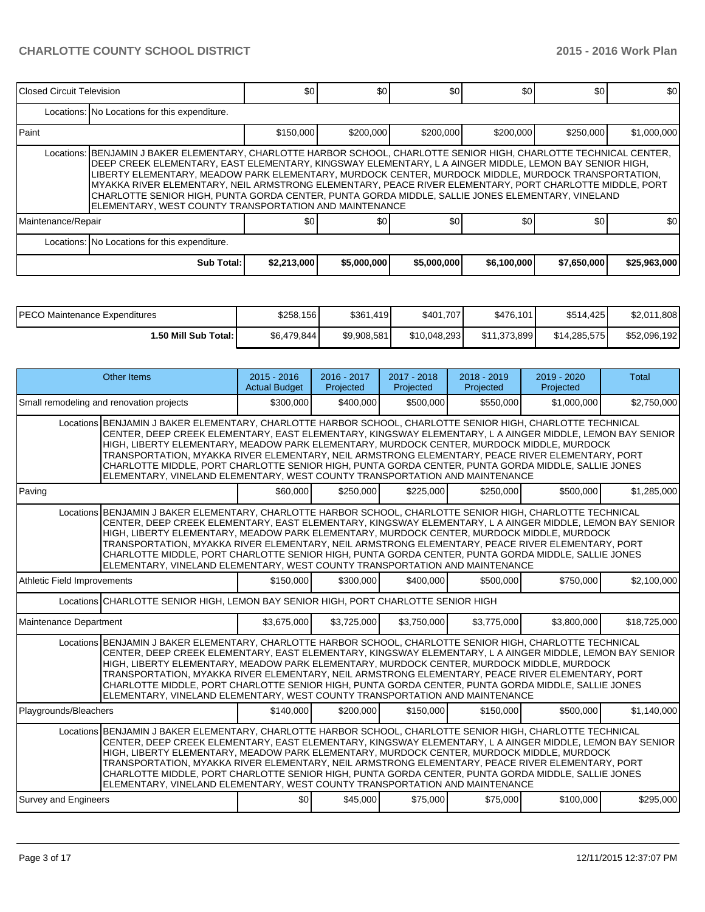| | | | | | | |
|---|---|---|---|---|---|---|
| Closed Circuit Television | $0 | $0 | $0 | $0 | $0 | $0 |
| Locations: No Locations for this expenditure. | | | | | | |
| Paint | $150,000 | $200,000 | $200,000 | $200,000 | $250,000 | $1,000,000 |
| Locations: BENJAMIN J BAKER ELEMENTARY, CHARLOTTE HARBOR SCHOOL, CHARLOTTE SENIOR HIGH, CHARLOTTE TECHNICAL CENTER, DEEP CREEK ELEMENTARY, EAST ELEMENTARY, KINGSWAY ELEMENTARY, L A AINGER MIDDLE, LEMON BAY SENIOR HIGH, LIBERTY ELEMENTARY, MEADOW PARK ELEMENTARY, MURDOCK CENTER, MURDOCK MIDDLE, MURDOCK TRANSPORTATION, MYAKKA RIVER ELEMENTARY, NEIL ARMSTRONG ELEMENTARY, PEACE RIVER ELEMENTARY, PORT CHARLOTTE MIDDLE, PORT CHARLOTTE SENIOR HIGH, PUNTA GORDA CENTER, PUNTA GORDA MIDDLE, SALLIE JONES ELEMENTARY, VINELAND ELEMENTARY, WEST COUNTY TRANSPORTATION AND MAINTENANCE | | | | | | |
| Maintenance/Repair | $0 | $0 | $0 | $0 | $0 | $0 |
| Locations: No Locations for this expenditure. | | | | | | |
| Sub Total: | $2,213,000 | $5,000,000 | $5,000,000 | $6,100,000 | $7,650,000 | $25,963,000 |

| | | | | | | |
|---|---|---|---|---|---|---|
| PECO Maintenance Expenditures | $258,156 | $361,419 | $401,707 | $476,101 | $514,425 | $2,011,808 |
| 1.50 Mill Sub Total: | $6,479,844 | $9,908,581 | $10,048,293 | $11,373,899 | $14,285,575 | $52,096,192 |

| Other Items | 2015 - 2016 Actual Budget | 2016 - 2017 Projected | 2017 - 2018 Projected | 2018 - 2019 Projected | 2019 - 2020 Projected | Total |
|---|---|---|---|---|---|---|
| Small remodeling and renovation projects | $300,000 | $400,000 | $500,000 | $550,000 | $1,000,000 | $2,750,000 |
| Locations BENJAMIN J BAKER ELEMENTARY, CHARLOTTE HARBOR SCHOOL, CHARLOTTE SENIOR HIGH, CHARLOTTE TECHNICAL CENTER, DEEP CREEK ELEMENTARY, EAST ELEMENTARY, KINGSWAY ELEMENTARY, L A AINGER MIDDLE, LEMON BAY SENIOR HIGH, LIBERTY ELEMENTARY, MEADOW PARK ELEMENTARY, MURDOCK CENTER, MURDOCK MIDDLE, MURDOCK TRANSPORTATION, MYAKKA RIVER ELEMENTARY, NEIL ARMSTRONG ELEMENTARY, PEACE RIVER ELEMENTARY, PORT CHARLOTTE MIDDLE, PORT CHARLOTTE SENIOR HIGH, PUNTA GORDA CENTER, PUNTA GORDA MIDDLE, SALLIE JONES ELEMENTARY, VINELAND ELEMENTARY, WEST COUNTY TRANSPORTATION AND MAINTENANCE | | | | | | |
| Paving | $60,000 | $250,000 | $225,000 | $250,000 | $500,000 | $1,285,000 |
| Locations BENJAMIN J BAKER ELEMENTARY, CHARLOTTE HARBOR SCHOOL, CHARLOTTE SENIOR HIGH, CHARLOTTE TECHNICAL CENTER, DEEP CREEK ELEMENTARY, EAST ELEMENTARY, KINGSWAY ELEMENTARY, L A AINGER MIDDLE, LEMON BAY SENIOR HIGH, LIBERTY ELEMENTARY, MEADOW PARK ELEMENTARY, MURDOCK CENTER, MURDOCK MIDDLE, MURDOCK TRANSPORTATION, MYAKKA RIVER ELEMENTARY, NEIL ARMSTRONG ELEMENTARY, PEACE RIVER ELEMENTARY, PORT CHARLOTTE MIDDLE, PORT CHARLOTTE SENIOR HIGH, PUNTA GORDA CENTER, PUNTA GORDA MIDDLE, SALLIE JONES ELEMENTARY, VINELAND ELEMENTARY, WEST COUNTY TRANSPORTATION AND MAINTENANCE | | | | | | |
| Athletic Field Improvements | $150,000 | $300,000 | $400,000 | $500,000 | $750,000 | $2,100,000 |
| Locations CHARLOTTE SENIOR HIGH, LEMON BAY SENIOR HIGH, PORT CHARLOTTE SENIOR HIGH | | | | | | |
| Maintenance Department | $3,675,000 | $3,725,000 | $3,750,000 | $3,775,000 | $3,800,000 | $18,725,000 |
| Locations BENJAMIN J BAKER ELEMENTARY, CHARLOTTE HARBOR SCHOOL, CHARLOTTE SENIOR HIGH, CHARLOTTE TECHNICAL CENTER, DEEP CREEK ELEMENTARY, EAST ELEMENTARY, KINGSWAY ELEMENTARY, L A AINGER MIDDLE, LEMON BAY SENIOR HIGH, LIBERTY ELEMENTARY, MEADOW PARK ELEMENTARY, MURDOCK CENTER, MURDOCK MIDDLE, MURDOCK TRANSPORTATION, MYAKKA RIVER ELEMENTARY, NEIL ARMSTRONG ELEMENTARY, PEACE RIVER ELEMENTARY, PORT CHARLOTTE MIDDLE, PORT CHARLOTTE SENIOR HIGH, PUNTA GORDA CENTER, PUNTA GORDA MIDDLE, SALLIE JONES ELEMENTARY, VINELAND ELEMENTARY, WEST COUNTY TRANSPORTATION AND MAINTENANCE | | | | | | |
| Playgrounds/Bleachers | $140,000 | $200,000 | $150,000 | $150,000 | $500,000 | $1,140,000 |
| Locations BENJAMIN J BAKER ELEMENTARY, CHARLOTTE HARBOR SCHOOL, CHARLOTTE SENIOR HIGH, CHARLOTTE TECHNICAL CENTER, DEEP CREEK ELEMENTARY, EAST ELEMENTARY, KINGSWAY ELEMENTARY, L A AINGER MIDDLE, LEMON BAY SENIOR HIGH, LIBERTY ELEMENTARY, MEADOW PARK ELEMENTARY, MURDOCK CENTER, MURDOCK MIDDLE, MURDOCK TRANSPORTATION, MYAKKA RIVER ELEMENTARY, NEIL ARMSTRONG ELEMENTARY, PEACE RIVER ELEMENTARY, PORT CHARLOTTE MIDDLE, PORT CHARLOTTE SENIOR HIGH, PUNTA GORDA CENTER, PUNTA GORDA MIDDLE, SALLIE JONES ELEMENTARY, VINELAND ELEMENTARY, WEST COUNTY TRANSPORTATION AND MAINTENANCE | | | | | | |
| Survey and Engineers | $0 | $45,000 | $75,000 | $75,000 | $100,000 | $295,000 |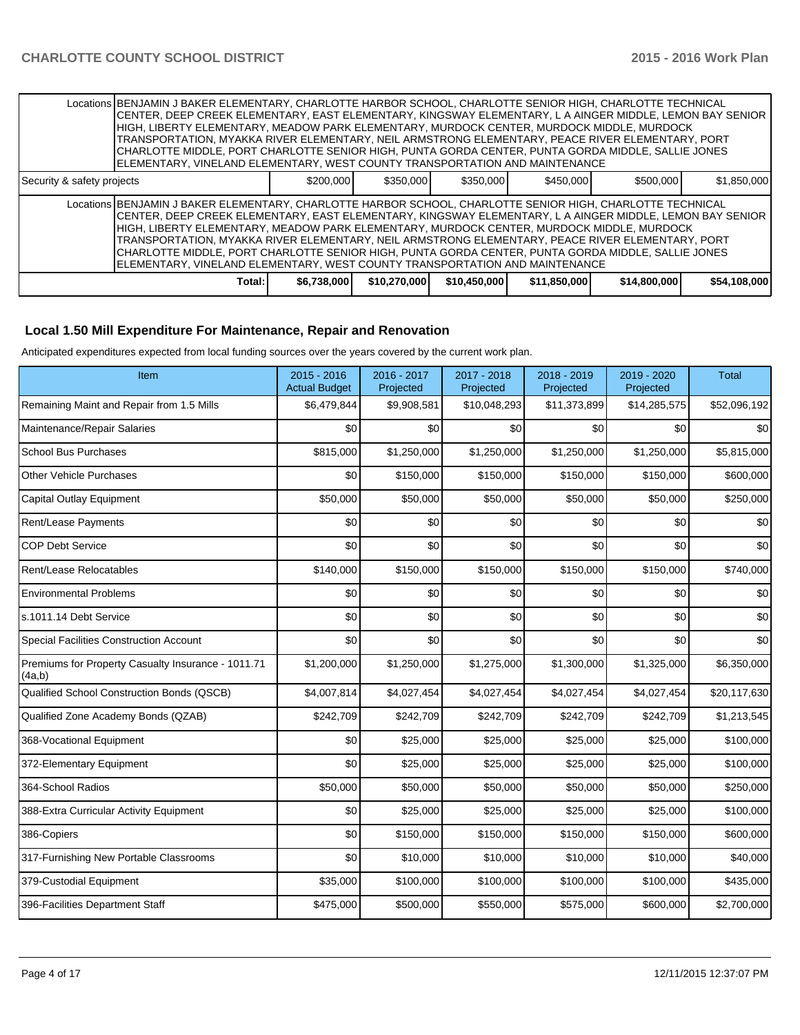| | | | | | | |
|---|---|---|---|---|---|---|
| Locations | BENJAMIN J BAKER ELEMENTARY, CHARLOTTE HARBOR SCHOOL, CHARLOTTE SENIOR HIGH, CHARLOTTE TECHNICAL CENTER, DEEP CREEK ELEMENTARY, EAST ELEMENTARY, KINGSWAY ELEMENTARY, L A AINGER MIDDLE, LEMON BAY SENIOR HIGH, LIBERTY ELEMENTARY, MEADOW PARK ELEMENTARY, MURDOCK CENTER, MURDOCK MIDDLE, MURDOCK TRANSPORTATION, MYAKKA RIVER ELEMENTARY, NEIL ARMSTRONG ELEMENTARY, PEACE RIVER ELEMENTARY, PORT CHARLOTTE MIDDLE, PORT CHARLOTTE SENIOR HIGH, PUNTA GORDA CENTER, PUNTA GORDA MIDDLE, SALLIE JONES ELEMENTARY, VINELAND ELEMENTARY, WEST COUNTY TRANSPORTATION AND MAINTENANCE | | | | | |
| Security & safety projects | $200,000 | $350,000 | $350,000 | $450,000 | $500,000 | $1,850,000 |
| Locations | BENJAMIN J BAKER ELEMENTARY, CHARLOTTE HARBOR SCHOOL, CHARLOTTE SENIOR HIGH, CHARLOTTE TECHNICAL CENTER, DEEP CREEK ELEMENTARY, EAST ELEMENTARY, KINGSWAY ELEMENTARY, L A AINGER MIDDLE, LEMON BAY SENIOR HIGH, LIBERTY ELEMENTARY, MEADOW PARK ELEMENTARY, MURDOCK CENTER, MURDOCK MIDDLE, MURDOCK TRANSPORTATION, MYAKKA RIVER ELEMENTARY, NEIL ARMSTRONG ELEMENTARY, PEACE RIVER ELEMENTARY, PORT CHARLOTTE MIDDLE, PORT CHARLOTTE SENIOR HIGH, PUNTA GORDA CENTER, PUNTA GORDA MIDDLE, SALLIE JONES ELEMENTARY, VINELAND ELEMENTARY, WEST COUNTY TRANSPORTATION AND MAINTENANCE | | | | | |
| Total: | $6,738,000 | $10,270,000 | $10,450,000 | $11,850,000 | $14,800,000 | $54,108,000 |

## Local 1.50 Mill Expenditure For Maintenance, Repair and Renovation

Anticipated expenditures expected from local funding sources over the years covered by the current work plan.

| Item | 2015 - 2016 Actual Budget | 2016 - 2017 Projected | 2017 - 2018 Projected | 2018 - 2019 Projected | 2019 - 2020 Projected | Total |
|---|---|---|---|---|---|---|
| Remaining Maint and Repair from 1.5 Mills | $6,479,844 | $9,908,581 | $10,048,293 | $11,373,899 | $14,285,575 | $52,096,192 |
| Maintenance/Repair Salaries | $0 | $0 | $0 | $0 | $0 | $0 |
| School Bus Purchases | $815,000 | $1,250,000 | $1,250,000 | $1,250,000 | $1,250,000 | $5,815,000 |
| Other Vehicle Purchases | $0 | $150,000 | $150,000 | $150,000 | $150,000 | $600,000 |
| Capital Outlay Equipment | $50,000 | $50,000 | $50,000 | $50,000 | $50,000 | $250,000 |
| Rent/Lease Payments | $0 | $0 | $0 | $0 | $0 | $0 |
| COP Debt Service | $0 | $0 | $0 | $0 | $0 | $0 |
| Rent/Lease Relocatables | $140,000 | $150,000 | $150,000 | $150,000 | $150,000 | $740,000 |
| Environmental Problems | $0 | $0 | $0 | $0 | $0 | $0 |
| s.1011.14 Debt Service | $0 | $0 | $0 | $0 | $0 | $0 |
| Special Facilities Construction Account | $0 | $0 | $0 | $0 | $0 | $0 |
| Premiums for Property Casualty Insurance - 1011.71 (4a,b) | $1,200,000 | $1,250,000 | $1,275,000 | $1,300,000 | $1,325,000 | $6,350,000 |
| Qualified School Construction Bonds (QSCB) | $4,007,814 | $4,027,454 | $4,027,454 | $4,027,454 | $4,027,454 | $20,117,630 |
| Qualified Zone Academy Bonds (QZAB) | $242,709 | $242,709 | $242,709 | $242,709 | $242,709 | $1,213,545 |
| 368-Vocational Equipment | $0 | $25,000 | $25,000 | $25,000 | $25,000 | $100,000 |
| 372-Elementary Equipment | $0 | $25,000 | $25,000 | $25,000 | $25,000 | $100,000 |
| 364-School Radios | $50,000 | $50,000 | $50,000 | $50,000 | $50,000 | $250,000 |
| 388-Extra Curricular Activity Equipment | $0 | $25,000 | $25,000 | $25,000 | $25,000 | $100,000 |
| 386-Copiers | $0 | $150,000 | $150,000 | $150,000 | $150,000 | $600,000 |
| 317-Furnishing New Portable Classrooms | $0 | $10,000 | $10,000 | $10,000 | $10,000 | $40,000 |
| 379-Custodial Equipment | $35,000 | $100,000 | $100,000 | $100,000 | $100,000 | $435,000 |
| 396-Facilities Department Staff | $475,000 | $500,000 | $550,000 | $575,000 | $600,000 | $2,700,000 |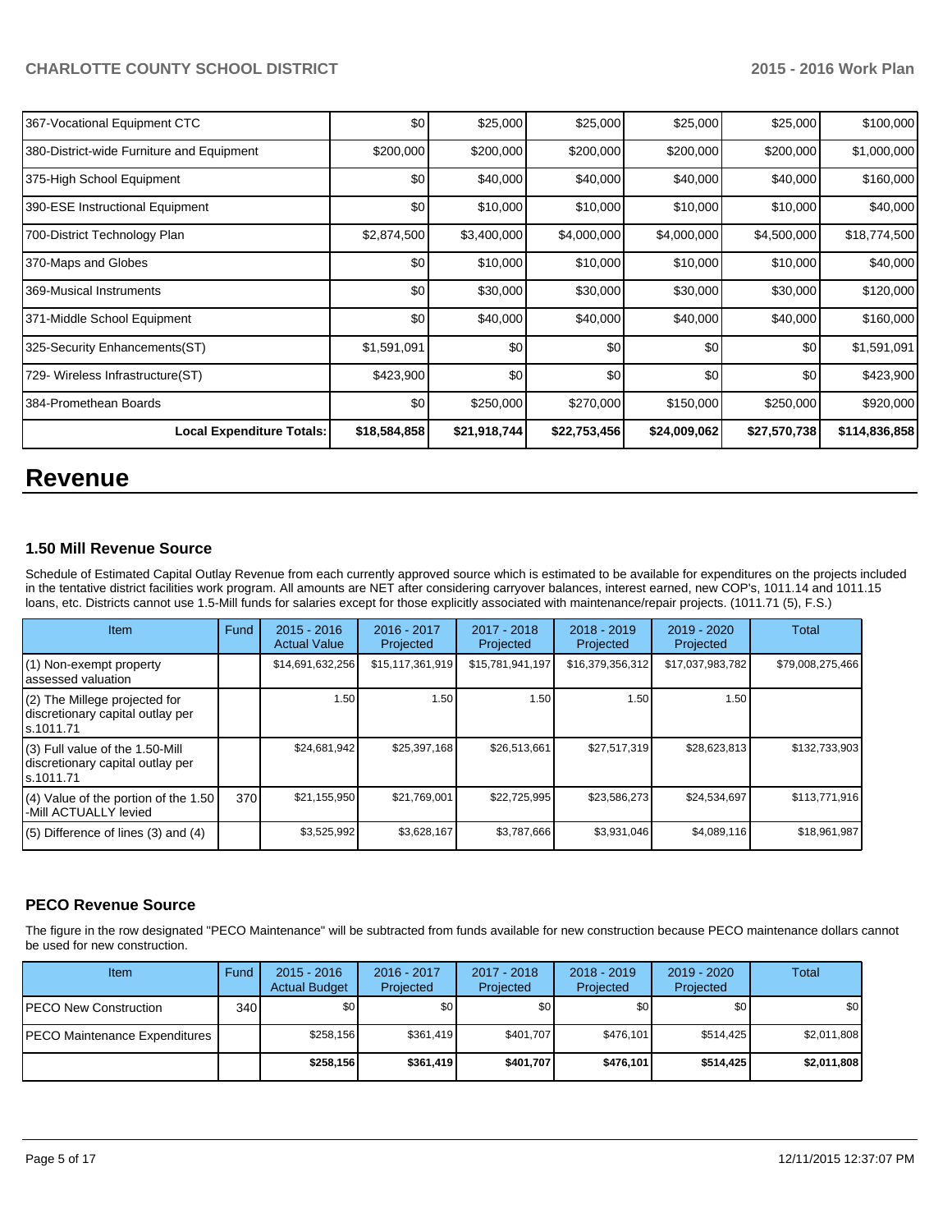| 367-Vocational Equipment CTC | $0 | $25,000 | $25,000 | $25,000 | $25,000 | $100,000 |
|---|---|---|---|---|---|---|
| 380-District-wide Furniture and Equipment | $200,000 | $200,000 | $200,000 | $200,000 | $200,000 | $1,000,000 |
| 375-High School Equipment | $0 | $40,000 | $40,000 | $40,000 | $40,000 | $160,000 |
| 390-ESE Instructional Equipment | $0 | $10,000 | $10,000 | $10,000 | $10,000 | $40,000 |
| 700-District Technology Plan | $2,874,500 | $3,400,000 | $4,000,000 | $4,000,000 | $4,500,000 | $18,774,500 |
| 370-Maps and Globes | $0 | $10,000 | $10,000 | $10,000 | $10,000 | $40,000 |
| 369-Musical Instruments | $0 | $30,000 | $30,000 | $30,000 | $30,000 | $120,000 |
| 371-Middle School Equipment | $0 | $40,000 | $40,000 | $40,000 | $40,000 | $160,000 |
| 325-Security Enhancements(ST) | $1,591,091 | $0 | $0 | $0 | $0 | $1,591,091 |
| 729- Wireless Infrastructure(ST) | $423,900 | $0 | $0 | $0 | $0 | $423,900 |
| 384-Promethean Boards | $0 | $250,000 | $270,000 | $150,000 | $250,000 | $920,000 |
| **Local Expenditure Totals:** | **$18,584,858** | **$21,918,744** | **$22,753,456** | **$24,009,062** | **$27,570,738** | **$114,836,858** |

# Revenue

### 1.50 Mill Revenue Source

Schedule of Estimated Capital Outlay Revenue from each currently approved source which is estimated to be available for expenditures on the projects included in the tentative district facilities work program. All amounts are NET after considering carryover balances, interest earned, new COP's, 1011.14 and 1011.15 loans, etc. Districts cannot use 1.5-Mill funds for salaries except for those explicitly associated with maintenance/repair projects. (1011.71 (5), F.S.)

| Item | Fund | 2015 - 2016 Actual Value | 2016 - 2017 Projected | 2017 - 2018 Projected | 2018 - 2019 Projected | 2019 - 2020 Projected | Total |
|---|---|---|---|---|---|---|---|
| (1) Non-exempt property assessed valuation | | $14,691,632,256 | $15,117,361,919 | $15,781,941,197 | $16,379,356,312 | $17,037,983,782 | $79,008,275,466 |
| (2) The Millege projected for discretionary capital outlay per s.1011.71 | | 1.50 | 1.50 | 1.50 | 1.50 | 1.50 | |
| (3) Full value of the 1.50-Mill discretionary capital outlay per s.1011.71 | | $24,681,942 | $25,397,168 | $26,513,661 | $27,517,319 | $28,623,813 | $132,733,903 |
| (4) Value of the portion of the 1.50 -Mill ACTUALLY levied | 370 | $21,155,950 | $21,769,001 | $22,725,995 | $23,586,273 | $24,534,697 | $113,771,916 |
| (5) Difference of lines (3) and (4) | | $3,525,992 | $3,628,167 | $3,787,666 | $3,931,046 | $4,089,116 | $18,961,987 |

### PECO Revenue Source

The figure in the row designated "PECO Maintenance" will be subtracted from funds available for new construction because PECO maintenance dollars cannot be used for new construction.

| Item | Fund | 2015 - 2016 Actual Budget | 2016 - 2017 Projected | 2017 - 2018 Projected | 2018 - 2019 Projected | 2019 - 2020 Projected | Total |
|---|---|---|---|---|---|---|---|
| PECO New Construction | 340 | $0 | $0 | $0 | $0 | $0 | $0 |
| PECO Maintenance Expenditures | | $258,156 | $361,419 | $401,707 | $476,101 | $514,425 | $2,011,808 |
| | | **$258,156** | **$361,419** | **$401,707** | **$476,101** | **$514,425** | **$2,011,808** |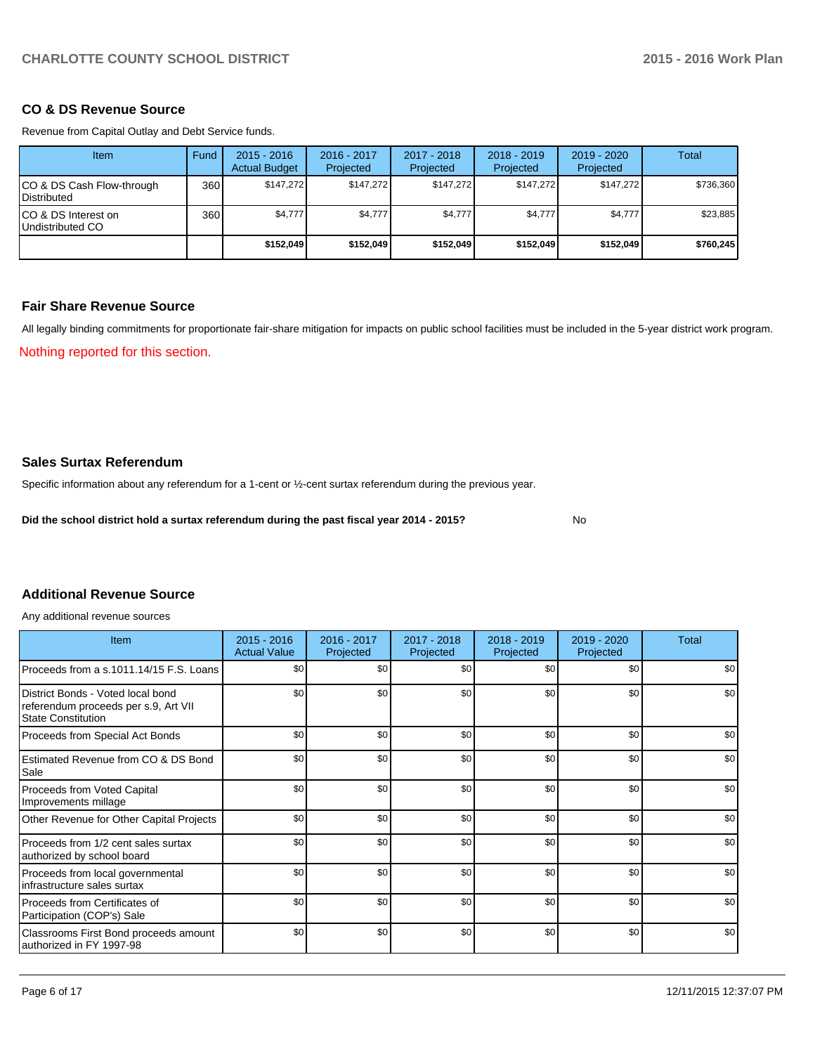## CO & DS Revenue Source

Revenue from Capital Outlay and Debt Service funds.

| Item | Fund | 2015 - 2016 Actual Budget | 2016 - 2017 Projected | 2017 - 2018 Projected | 2018 - 2019 Projected | 2019 - 2020 Projected | Total |
|---|---|---|---|---|---|---|---|
| CO & DS Cash Flow-through Distributed | 360 | $147,272 | $147,272 | $147,272 | $147,272 | $147,272 | $736,360 |
| CO & DS Interest on Undistributed CO | 360 | $4,777 | $4,777 | $4,777 | $4,777 | $4,777 | $23,885 |
| | | **$152,049** | **$152,049** | **$152,049** | **$152,049** | **$152,049** | **$760,245** |

## Fair Share Revenue Source

All legally binding commitments for proportionate fair-share mitigation for impacts on public school facilities must be included in the 5-year district work program.

Nothing reported for this section.

## Sales Surtax Referendum

Specific information about any referendum for a 1-cent or ½-cent surtax referendum during the previous year.

**Did the school district hold a surtax referendum during the past fiscal year 2014 - 2015?** No

## Additional Revenue Source

Any additional revenue sources

| Item | 2015 - 2016 Actual Value | 2016 - 2017 Projected | 2017 - 2018 Projected | 2018 - 2019 Projected | 2019 - 2020 Projected | Total |
|---|---|---|---|---|---|---|
| Proceeds from a s.1011.14/15 F.S. Loans | $0 | $0 | $0 | $0 | $0 | $0 |
| District Bonds - Voted local bond referendum proceeds per s.9, Art VII State Constitution | $0 | $0 | $0 | $0 | $0 | $0 |
| Proceeds from Special Act Bonds | $0 | $0 | $0 | $0 | $0 | $0 |
| Estimated Revenue from CO & DS Bond Sale | $0 | $0 | $0 | $0 | $0 | $0 |
| Proceeds from Voted Capital Improvements millage | $0 | $0 | $0 | $0 | $0 | $0 |
| Other Revenue for Other Capital Projects | $0 | $0 | $0 | $0 | $0 | $0 |
| Proceeds from 1/2 cent sales surtax authorized by school board | $0 | $0 | $0 | $0 | $0 | $0 |
| Proceeds from local governmental infrastructure sales surtax | $0 | $0 | $0 | $0 | $0 | $0 |
| Proceeds from Certificates of Participation (COP's) Sale | $0 | $0 | $0 | $0 | $0 | $0 |
| Classrooms First Bond proceeds amount authorized in FY 1997-98 | $0 | $0 | $0 | $0 | $0 | $0 |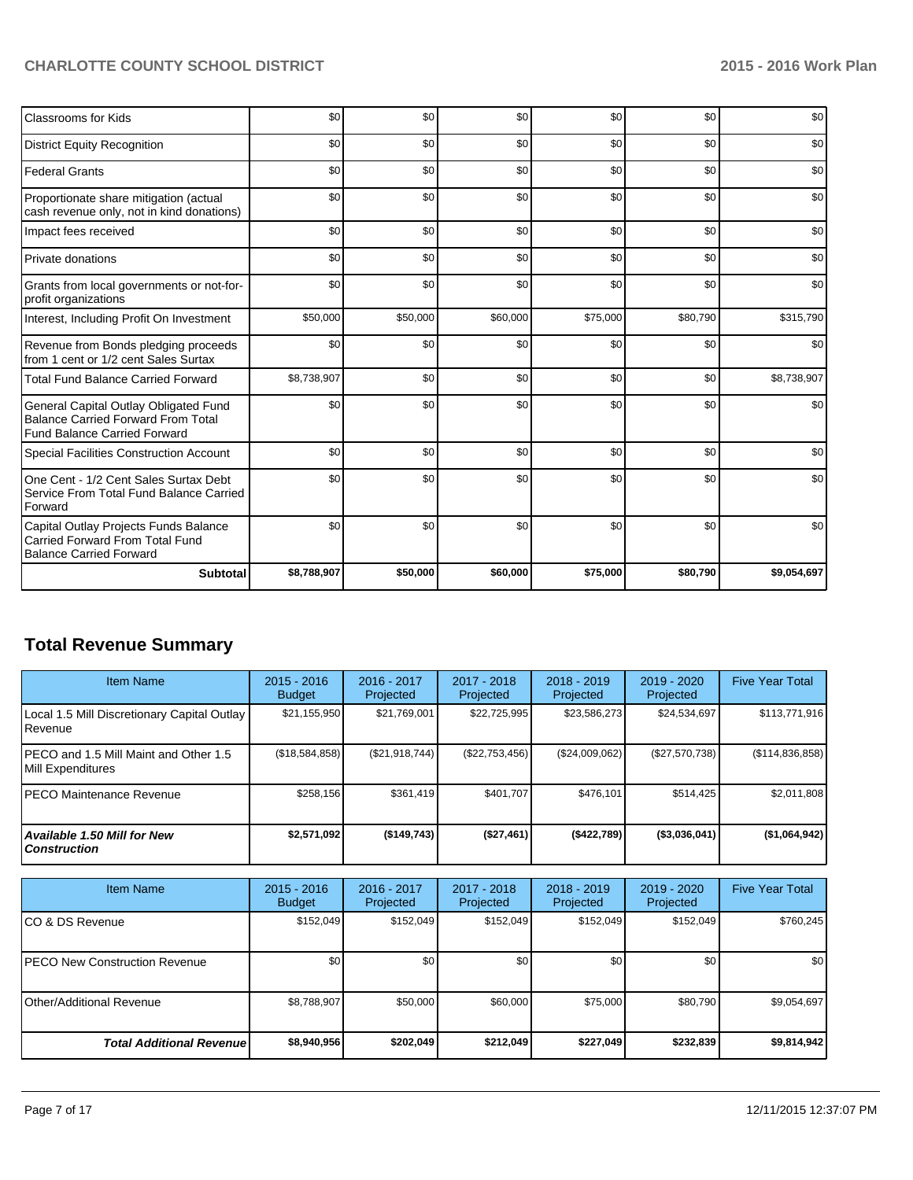| | | | | | | |
|---|---|---|---|---|---|---|
| Classrooms for Kids | $0 | $0 | $0 | $0 | $0 | $0 |
| District Equity Recognition | $0 | $0 | $0 | $0 | $0 | $0 |
| Federal Grants | $0 | $0 | $0 | $0 | $0 | $0 |
| Proportionate share mitigation (actual cash revenue only, not in kind donations) | $0 | $0 | $0 | $0 | $0 | $0 |
| Impact fees received | $0 | $0 | $0 | $0 | $0 | $0 |
| Private donations | $0 | $0 | $0 | $0 | $0 | $0 |
| Grants from local governments or not-for-profit organizations | $0 | $0 | $0 | $0 | $0 | $0 |
| Interest, Including Profit On Investment | $50,000 | $50,000 | $60,000 | $75,000 | $80,790 | $315,790 |
| Revenue from Bonds pledging proceeds from 1 cent or 1/2 cent Sales Surtax | $0 | $0 | $0 | $0 | $0 | $0 |
| Total Fund Balance Carried Forward | $8,738,907 | $0 | $0 | $0 | $0 | $8,738,907 |
| General Capital Outlay Obligated Fund Balance Carried Forward From Total Fund Balance Carried Forward | $0 | $0 | $0 | $0 | $0 | $0 |
| Special Facilities Construction Account | $0 | $0 | $0 | $0 | $0 | $0 |
| One Cent - 1/2 Cent Sales Surtax Debt Service From Total Fund Balance Carried Forward | $0 | $0 | $0 | $0 | $0 | $0 |
| Capital Outlay Projects Funds Balance Carried Forward From Total Fund Balance Carried Forward | $0 | $0 | $0 | $0 | $0 | $0 |
| **Subtotal** | **$8,788,907** | **$50,000** | **$60,000** | **$75,000** | **$80,790** | **$9,054,697** |

## Total Revenue Summary

| Item Name | 2015 - 2016 Budget | 2016 - 2017 Projected | 2017 - 2018 Projected | 2018 - 2019 Projected | 2019 - 2020 Projected | Five Year Total |
|---|---|---|---|---|---|---|
| Local 1.5 Mill Discretionary Capital Outlay Revenue | $21,155,950 | $21,769,001 | $22,725,995 | $23,586,273 | $24,534,697 | $113,771,916 |
| PECO and 1.5 Mill Maint and Other 1.5 Mill Expenditures | ($18,584,858) | ($21,918,744) | ($22,753,456) | ($24,009,062) | ($27,570,738) | ($114,836,858) |
| PECO Maintenance Revenue | $258,156 | $361,419 | $401,707 | $476,101 | $514,425 | $2,011,808 |
| ***Available 1.50 Mill for New Construction*** | **$2,571,092** | **($149,743)** | **($27,461)** | **($422,789)** | **($3,036,041)** | **($1,064,942)** |

| Item Name | 2015 - 2016 Budget | 2016 - 2017 Projected | 2017 - 2018 Projected | 2018 - 2019 Projected | 2019 - 2020 Projected | Five Year Total |
|---|---|---|---|---|---|---|
| CO & DS Revenue | $152,049 | $152,049 | $152,049 | $152,049 | $152,049 | $760,245 |
| PECO New Construction Revenue | $0 | $0 | $0 | $0 | $0 | $0 |
| Other/Additional Revenue | $8,788,907 | $50,000 | $60,000 | $75,000 | $80,790 | $9,054,697 |
| ***Total Additional Revenue*** | **$8,940,956** | **$202,049** | **$212,049** | **$227,049** | **$232,839** | **$9,814,942** |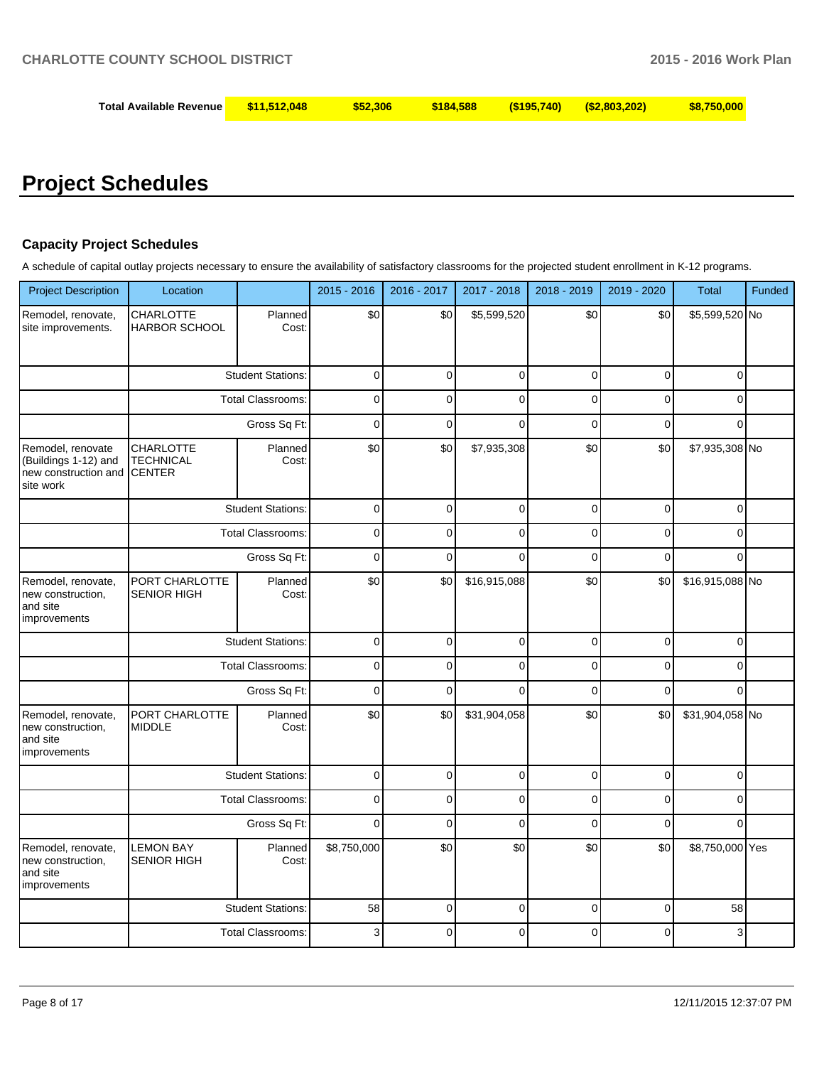| Total Available Revenue | $11,512,048 | $52,306 | $184,588 | ($195,740) | ($2,803,202) | $8,750,000 |
|---|---|---|---|---|---|---|

# Project Schedules

### Capacity Project Schedules

A schedule of capital outlay projects necessary to ensure the availability of satisfactory classrooms for the projected student enrollment in K-12 programs.

| Project Description | Location | | 2015 - 2016 | 2016 - 2017 | 2017 - 2018 | 2018 - 2019 | 2019 - 2020 | Total | Funded |
|---|---|---|---|---|---|---|---|---|---|
| Remodel, renovate, site improvements. | CHARLOTTE HARBOR SCHOOL | Planned Cost: | $0 | $0 | $5,599,520 | $0 | $0 | $5,599,520 | No |
| | | Student Stations: | 0 | 0 | 0 | 0 | 0 | 0 | |
| | | Total Classrooms: | 0 | 0 | 0 | 0 | 0 | 0 | |
| | | Gross Sq Ft: | 0 | 0 | 0 | 0 | 0 | 0 | |
| Remodel, renovate (Buildings 1-12) and new construction and site work | CHARLOTTE TECHNICAL CENTER | Planned Cost: | $0 | $0 | $7,935,308 | $0 | $0 | $7,935,308 | No |
| | | Student Stations: | 0 | 0 | 0 | 0 | 0 | 0 | |
| | | Total Classrooms: | 0 | 0 | 0 | 0 | 0 | 0 | |
| | | Gross Sq Ft: | 0 | 0 | 0 | 0 | 0 | 0 | |
| Remodel, renovate, new construction, and site improvements | PORT CHARLOTTE SENIOR HIGH | Planned Cost: | $0 | $0 | $16,915,088 | $0 | $0 | $16,915,088 | No |
| | | Student Stations: | 0 | 0 | 0 | 0 | 0 | 0 | |
| | | Total Classrooms: | 0 | 0 | 0 | 0 | 0 | 0 | |
| | | Gross Sq Ft: | 0 | 0 | 0 | 0 | 0 | 0 | |
| Remodel, renovate, new construction, and site improvements | PORT CHARLOTTE MIDDLE | Planned Cost: | $0 | $0 | $31,904,058 | $0 | $0 | $31,904,058 | No |
| | | Student Stations: | 0 | 0 | 0 | 0 | 0 | 0 | |
| | | Total Classrooms: | 0 | 0 | 0 | 0 | 0 | 0 | |
| | | Gross Sq Ft: | 0 | 0 | 0 | 0 | 0 | 0 | |
| Remodel, renovate, new construction, and site improvements | LEMON BAY SENIOR HIGH | Planned Cost: | $8,750,000 | $0 | $0 | $0 | $0 | $8,750,000 | Yes |
| | | Student Stations: | 58 | 0 | 0 | 0 | 0 | 58 | |
| | | Total Classrooms: | 3 | 0 | 0 | 0 | 0 | 3 | |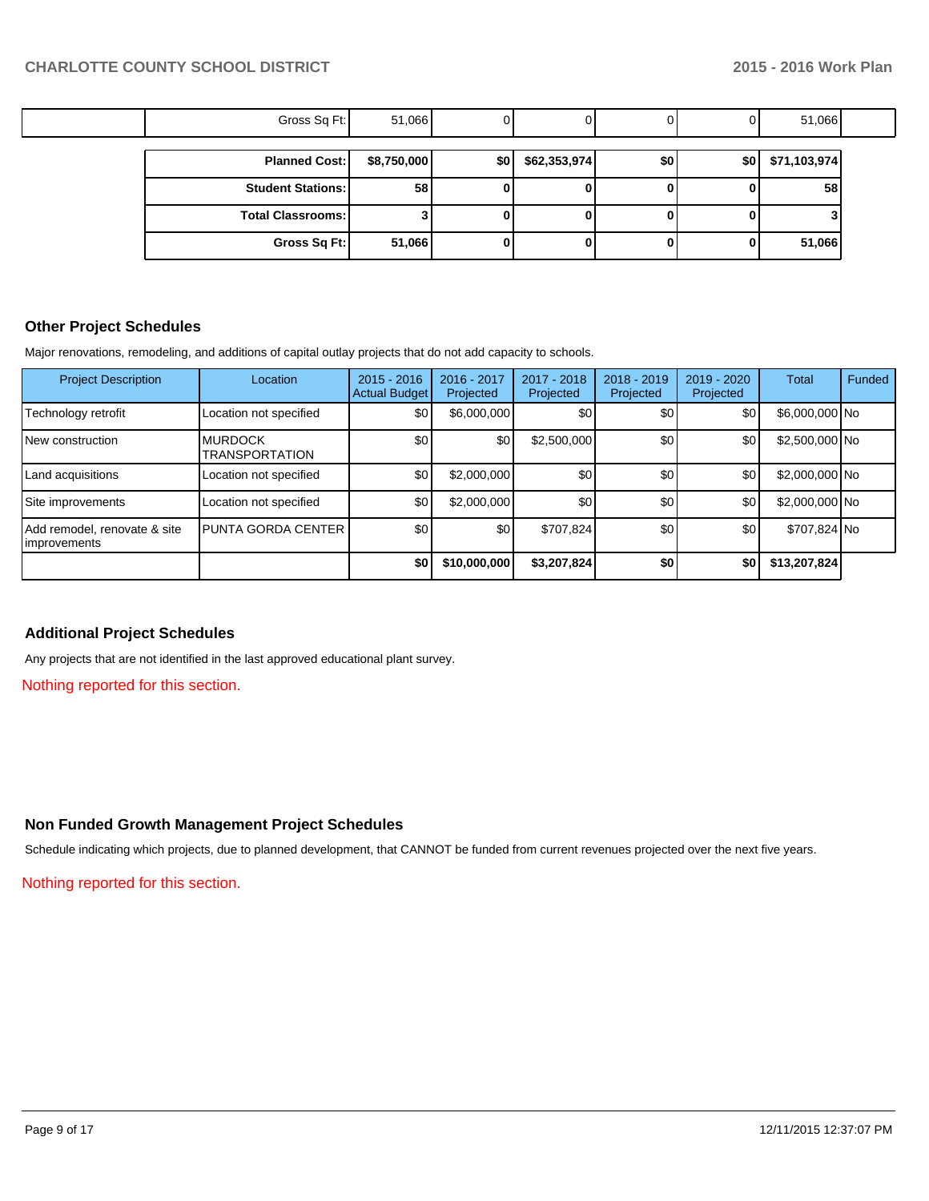| | Gross Sq Ft: | 51,066 | 0 | 0 | 0 | 0 | 51,066 | |
|---|---|---|---|---|---|---|---|---|

| Planned Cost: | $8,750,000 | $0 | $62,353,974 | $0 | $0 | $71,103,974 |
|---|---|---|---|---|---|---|
| **Student Stations:** | **58** | **0** | **0** | **0** | **0** | **58** |
| **Total Classrooms:** | **3** | **0** | **0** | **0** | **0** | **3** |
| **Gross Sq Ft:** | **51,066** | **0** | **0** | **0** | **0** | **51,066** |

## Other Project Schedules

Major renovations, remodeling, and additions of capital outlay projects that do not add capacity to schools.

| Project Description | Location | 2015 - 2016 Actual Budget | 2016 - 2017 Projected | 2017 - 2018 Projected | 2018 - 2019 Projected | 2019 - 2020 Projected | Total | Funded |
|---|---|---|---|---|---|---|---|---|
| Technology retrofit | Location not specified | $0 | $6,000,000 | $0 | $0 | $0 | $6,000,000 | No |
| New construction | MURDOCK TRANSPORTATION | $0 | $0 | $2,500,000 | $0 | $0 | $2,500,000 | No |
| Land acquisitions | Location not specified | $0 | $2,000,000 | $0 | $0 | $0 | $2,000,000 | No |
| Site improvements | Location not specified | $0 | $2,000,000 | $0 | $0 | $0 | $2,000,000 | No |
| Add remodel, renovate & site improvements | PUNTA GORDA CENTER | $0 | $0 | $707,824 | $0 | $0 | $707,824 | No |
| | | **$0** | **$10,000,000** | **$3,207,824** | **$0** | **$0** | **$13,207,824** | |

## Additional Project Schedules

Any projects that are not identified in the last approved educational plant survey.

Nothing reported for this section.

## Non Funded Growth Management Project Schedules

Schedule indicating which projects, due to planned development, that CANNOT be funded from current revenues projected over the next five years.

Nothing reported for this section.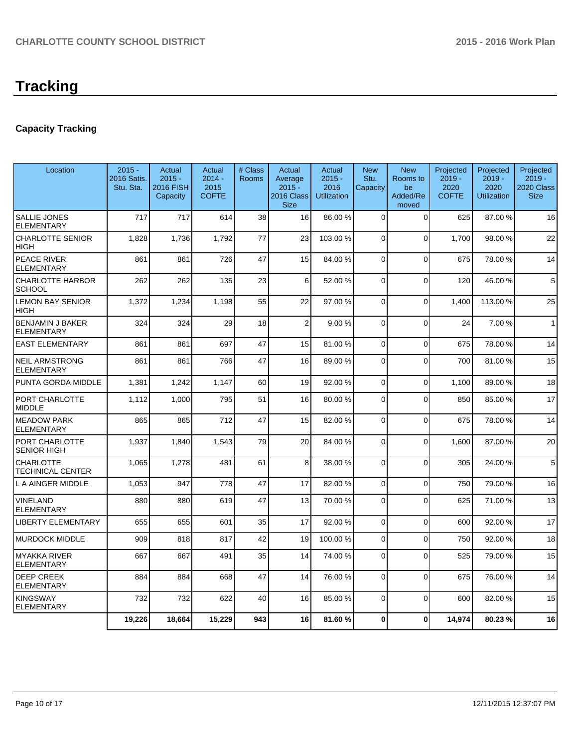# Tracking

## Capacity Tracking

| Location | 2015 - 2016 Satis. Stu. Sta. | Actual 2015 - 2016 FISH Capacity | Actual 2014 - 2015 COFTE | # Class Rooms | Actual Average 2015 - 2016 Class Size | Actual 2015 - 2016 Utilization | New Stu. Capacity | New Rooms to be Added/Removed | Projected 2019 - 2020 COFTE | Projected 2019 - 2020 Utilization | Projected 2019 - 2020 Class Size |
|---|---|---|---|---|---|---|---|---|---|---|---|
| SALLIE JONES ELEMENTARY | 717 | 717 | 614 | 38 | 16 | 86.00 % | 0 | 0 | 625 | 87.00 % | 16 |
| CHARLOTTE SENIOR HIGH | 1,828 | 1,736 | 1,792 | 77 | 23 | 103.00 % | 0 | 0 | 1,700 | 98.00 % | 22 |
| PEACE RIVER ELEMENTARY | 861 | 861 | 726 | 47 | 15 | 84.00 % | 0 | 0 | 675 | 78.00 % | 14 |
| CHARLOTTE HARBOR SCHOOL | 262 | 262 | 135 | 23 | 6 | 52.00 % | 0 | 0 | 120 | 46.00 % | 5 |
| LEMON BAY SENIOR HIGH | 1,372 | 1,234 | 1,198 | 55 | 22 | 97.00 % | 0 | 0 | 1,400 | 113.00 % | 25 |
| BENJAMIN J BAKER ELEMENTARY | 324 | 324 | 29 | 18 | 2 | 9.00 % | 0 | 0 | 24 | 7.00 % | 1 |
| EAST ELEMENTARY | 861 | 861 | 697 | 47 | 15 | 81.00 % | 0 | 0 | 675 | 78.00 % | 14 |
| NEIL ARMSTRONG ELEMENTARY | 861 | 861 | 766 | 47 | 16 | 89.00 % | 0 | 0 | 700 | 81.00 % | 15 |
| PUNTA GORDA MIDDLE | 1,381 | 1,242 | 1,147 | 60 | 19 | 92.00 % | 0 | 0 | 1,100 | 89.00 % | 18 |
| PORT CHARLOTTE MIDDLE | 1,112 | 1,000 | 795 | 51 | 16 | 80.00 % | 0 | 0 | 850 | 85.00 % | 17 |
| MEADOW PARK ELEMENTARY | 865 | 865 | 712 | 47 | 15 | 82.00 % | 0 | 0 | 675 | 78.00 % | 14 |
| PORT CHARLOTTE SENIOR HIGH | 1,937 | 1,840 | 1,543 | 79 | 20 | 84.00 % | 0 | 0 | 1,600 | 87.00 % | 20 |
| CHARLOTTE TECHNICAL CENTER | 1,065 | 1,278 | 481 | 61 | 8 | 38.00 % | 0 | 0 | 305 | 24.00 % | 5 |
| L A AINGER MIDDLE | 1,053 | 947 | 778 | 47 | 17 | 82.00 % | 0 | 0 | 750 | 79.00 % | 16 |
| VINELAND ELEMENTARY | 880 | 880 | 619 | 47 | 13 | 70.00 % | 0 | 0 | 625 | 71.00 % | 13 |
| LIBERTY ELEMENTARY | 655 | 655 | 601 | 35 | 17 | 92.00 % | 0 | 0 | 600 | 92.00 % | 17 |
| MURDOCK MIDDLE | 909 | 818 | 817 | 42 | 19 | 100.00 % | 0 | 0 | 750 | 92.00 % | 18 |
| MYAKKA RIVER ELEMENTARY | 667 | 667 | 491 | 35 | 14 | 74.00 % | 0 | 0 | 525 | 79.00 % | 15 |
| DEEP CREEK ELEMENTARY | 884 | 884 | 668 | 47 | 14 | 76.00 % | 0 | 0 | 675 | 76.00 % | 14 |
| KINGSWAY ELEMENTARY | 732 | 732 | 622 | 40 | 16 | 85.00 % | 0 | 0 | 600 | 82.00 % | 15 |
| | **19,226** | **18,664** | **15,229** | **943** | **16** | **81.60 %** | **0** | **0** | **14,974** | **80.23 %** | **16** |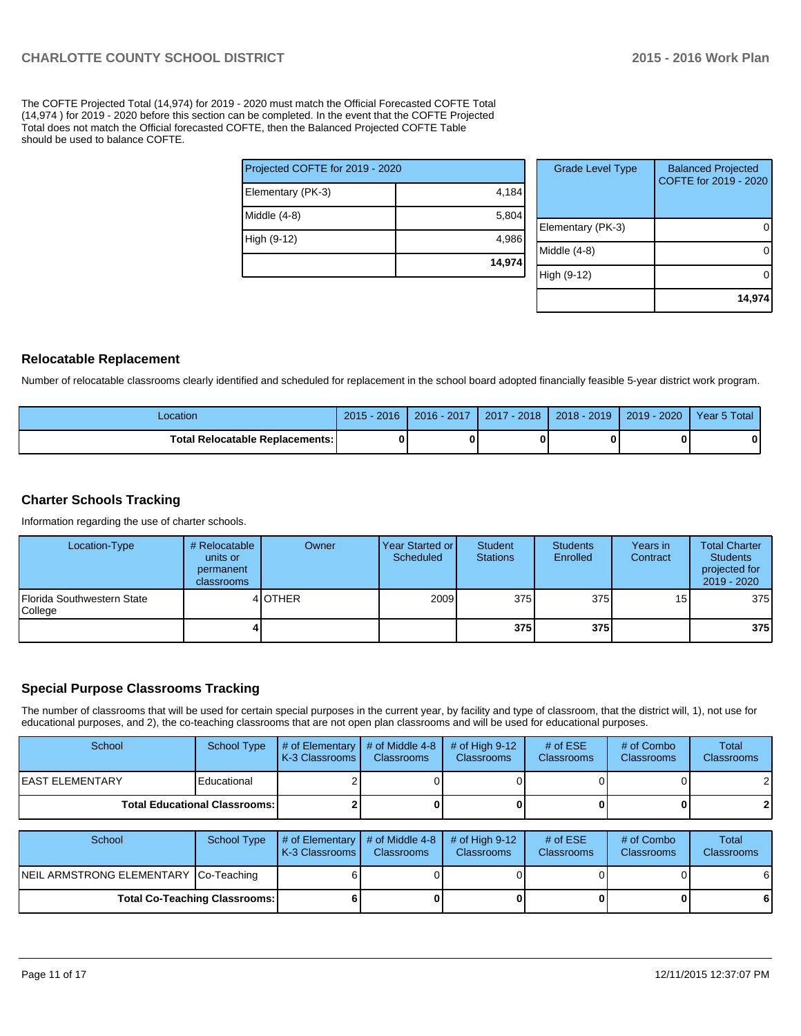The COFTE Projected Total (14,974) for 2019 - 2020 must match the Official Forecasted COFTE Total (14,974 ) for 2019 - 2020 before this section can be completed. In the event that the COFTE Projected Total does not match the Official forecasted COFTE, then the Balanced Projected COFTE Table should be used to balance COFTE.

| Projected COFTE for 2019 - 2020 | |
|---|---|
| Elementary (PK-3) | 4,184 |
| Middle (4-8) | 5,804 |
| High (9-12) | 4,986 |
| | **14,974** |

| Grade Level Type | Balanced Projected COFTE for 2019 - 2020 |
|---|---|
| Elementary (PK-3) | 0 |
| Middle (4-8) | 0 |
| High (9-12) | 0 |
| | **14,974** |

## Relocatable Replacement

Number of relocatable classrooms clearly identified and scheduled for replacement in the school board adopted financially feasible 5-year district work program.

| Location | 2015 - 2016 | 2016 - 2017 | 2017 - 2018 | 2018 - 2019 | 2019 - 2020 | Year 5 Total |
|---|---|---|---|---|---|---|
| **Total Relocatable Replacements:** | **0** | **0** | **0** | **0** | **0** | **0** |

## Charter Schools Tracking

Information regarding the use of charter schools.

| Location-Type | # Relocatable units or permanent classrooms | Owner | Year Started or Scheduled | Student Stations | Students Enrolled | Years in Contract | Total Charter Students projected for 2019 - 2020 |
|---|---|---|---|---|---|---|---|
| Florida Southwestern State College | 4 | OTHER | 2009 | 375 | 375 | 15 | 375 |
| | **4** | | | **375** | **375** | | **375** |

## Special Purpose Classrooms Tracking

The number of classrooms that will be used for certain special purposes in the current year, by facility and type of classroom, that the district will, 1), not use for educational purposes, and 2), the co-teaching classrooms that are not open plan classrooms and will be used for educational purposes.

| School | School Type | # of Elementary K-3 Classrooms | # of Middle 4-8 Classrooms | # of High 9-12 Classrooms | # of ESE Classrooms | # of Combo Classrooms | Total Classrooms |
|---|---|---|---|---|---|---|---|
| EAST ELEMENTARY | Educational | 2 | 0 | 0 | 0 | 0 | 2 |
| **Total Educational Classrooms:** | | **2** | **0** | **0** | **0** | **0** | **2** |

| School | School Type | # of Elementary K-3 Classrooms | # of Middle 4-8 Classrooms | # of High 9-12 Classrooms | # of ESE Classrooms | # of Combo Classrooms | Total Classrooms |
|---|---|---|---|---|---|---|---|
| NEIL ARMSTRONG ELEMENTARY | Co-Teaching | 6 | 0 | 0 | 0 | 0 | 6 |
| **Total Co-Teaching Classrooms:** | | **6** | **0** | **0** | **0** | **0** | **6** |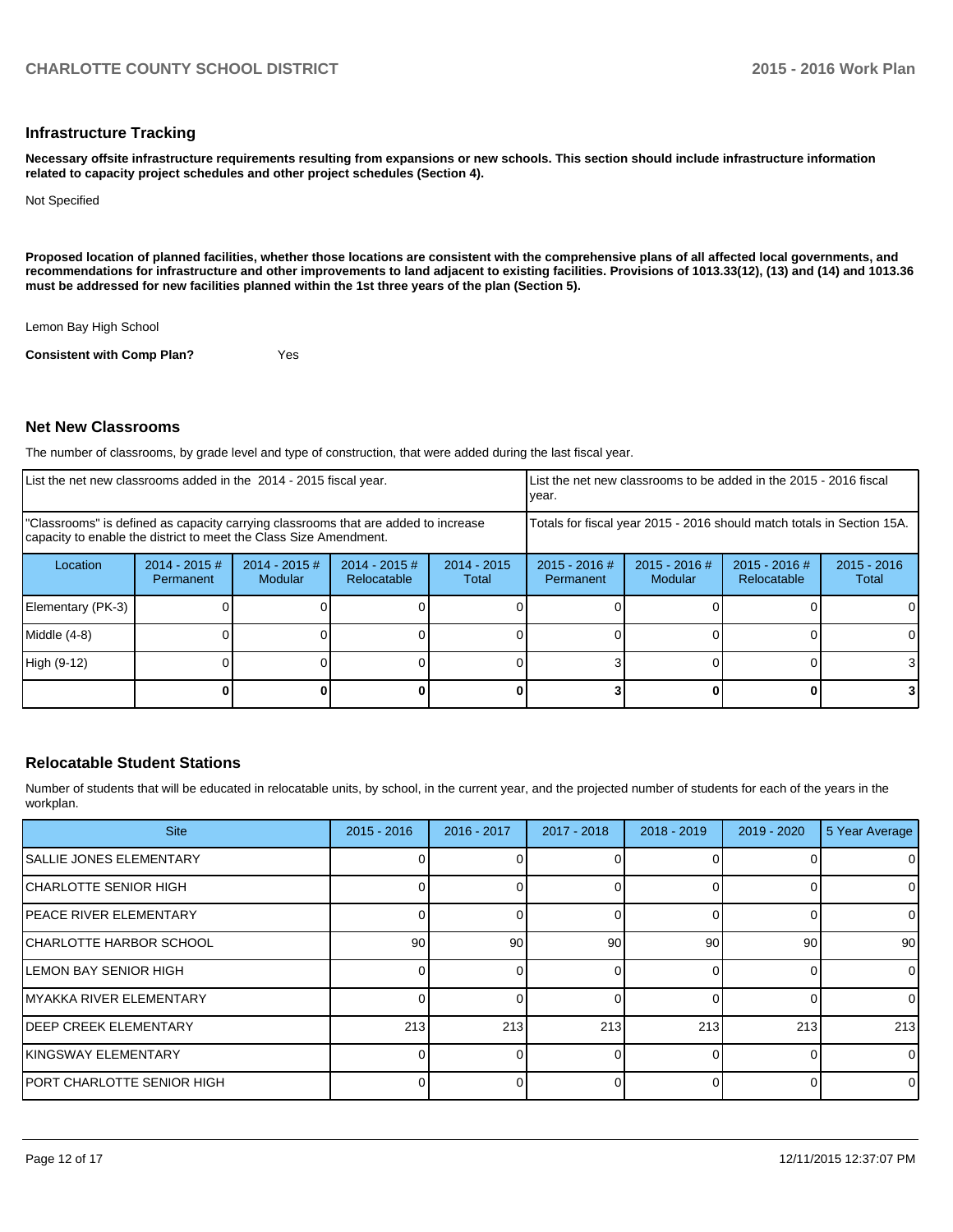## Infrastructure Tracking

**Necessary offsite infrastructure requirements resulting from expansions or new schools. This section should include infrastructure information related to capacity project schedules and other project schedules (Section 4).**

Not Specified

**Proposed location of planned facilities, whether those locations are consistent with the comprehensive plans of all affected local governments, and recommendations for infrastructure and other improvements to land adjacent to existing facilities. Provisions of 1013.33(12), (13) and (14) and 1013.36 must be addressed for new facilities planned within the 1st three years of the plan (Section 5).**

Lemon Bay High School

**Consistent with Comp Plan?** Yes

## Net New Classrooms

The number of classrooms, by grade level and type of construction, that were added during the last fiscal year.

| List the net new classrooms added in the 2014 - 2015 fiscal year. | | | | | List the net new classrooms to be added in the 2015 - 2016 fiscal year. | | | |
|---|---|---|---|---|---|---|---|---|
| "Classrooms" is defined as capacity carrying classrooms that are added to increase capacity to enable the district to meet the Class Size Amendment. | | | | | Totals for fiscal year 2015 - 2016 should match totals in Section 15A. | | | |
| Location | 2014 - 2015 # Permanent | 2014 - 2015 # Modular | 2014 - 2015 # Relocatable | 2014 - 2015 Total | 2015 - 2016 # Permanent | 2015 - 2016 # Modular | 2015 - 2016 # Relocatable | 2015 - 2016 Total |
| Elementary (PK-3) | 0 | 0 | 0 | 0 | 0 | 0 | 0 | 0 |
| Middle (4-8) | 0 | 0 | 0 | 0 | 0 | 0 | 0 | 0 |
| High (9-12) | 0 | 0 | 0 | 0 | 3 | 0 | 0 | 3 |
| | **0** | **0** | **0** | **0** | **3** | **0** | **0** | **3** |

## Relocatable Student Stations

Number of students that will be educated in relocatable units, by school, in the current year, and the projected number of students for each of the years in the workplan.

| Site | 2015 - 2016 | 2016 - 2017 | 2017 - 2018 | 2018 - 2019 | 2019 - 2020 | 5 Year Average |
|---|---|---|---|---|---|---|
| SALLIE JONES ELEMENTARY | 0 | 0 | 0 | 0 | 0 | 0 |
| CHARLOTTE SENIOR HIGH | 0 | 0 | 0 | 0 | 0 | 0 |
| PEACE RIVER ELEMENTARY | 0 | 0 | 0 | 0 | 0 | 0 |
| CHARLOTTE HARBOR SCHOOL | 90 | 90 | 90 | 90 | 90 | 90 |
| LEMON BAY SENIOR HIGH | 0 | 0 | 0 | 0 | 0 | 0 |
| MYAKKA RIVER ELEMENTARY | 0 | 0 | 0 | 0 | 0 | 0 |
| DEEP CREEK ELEMENTARY | 213 | 213 | 213 | 213 | 213 | 213 |
| KINGSWAY ELEMENTARY | 0 | 0 | 0 | 0 | 0 | 0 |
| PORT CHARLOTTE SENIOR HIGH | 0 | 0 | 0 | 0 | 0 | 0 |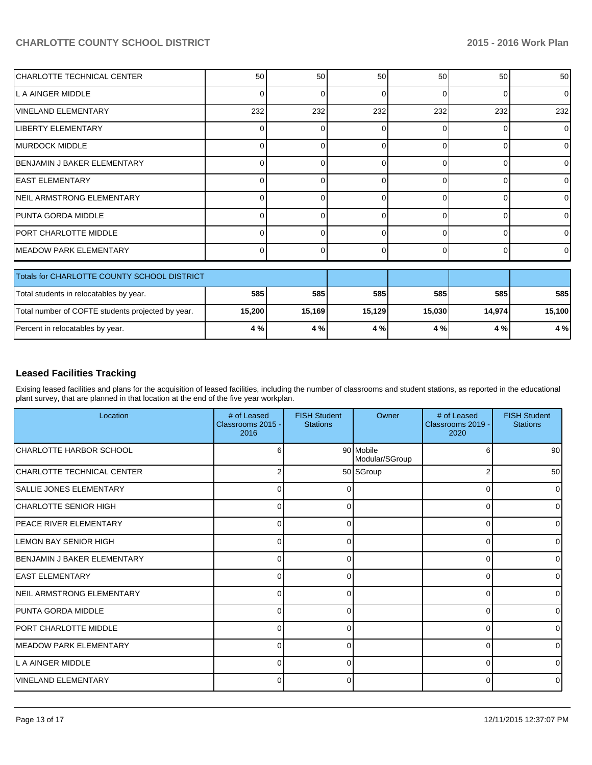| | | | | | | |
|---|---|---|---|---|---|---|
| CHARLOTTE TECHNICAL CENTER | 50 | 50 | 50 | 50 | 50 | 50 |
| L A AINGER MIDDLE | 0 | 0 | 0 | 0 | 0 | 0 |
| VINELAND ELEMENTARY | 232 | 232 | 232 | 232 | 232 | 232 |
| LIBERTY ELEMENTARY | 0 | 0 | 0 | 0 | 0 | 0 |
| MURDOCK MIDDLE | 0 | 0 | 0 | 0 | 0 | 0 |
| BENJAMIN J BAKER ELEMENTARY | 0 | 0 | 0 | 0 | 0 | 0 |
| EAST ELEMENTARY | 0 | 0 | 0 | 0 | 0 | 0 |
| NEIL ARMSTRONG ELEMENTARY | 0 | 0 | 0 | 0 | 0 | 0 |
| PUNTA GORDA MIDDLE | 0 | 0 | 0 | 0 | 0 | 0 |
| PORT CHARLOTTE MIDDLE | 0 | 0 | 0 | 0 | 0 | 0 |
| MEADOW PARK ELEMENTARY | 0 | 0 | 0 | 0 | 0 | 0 |

| Totals for CHARLOTTE COUNTY SCHOOL DISTRICT | | | | | | |
|---|---|---|---|---|---|---|
| Total students in relocatables by year. | **585** | **585** | **585** | **585** | **585** | **585** |
| Total number of COFTE students projected by year. | **15,200** | **15,169** | **15,129** | **15,030** | **14,974** | **15,100** |
| Percent in relocatables by year. | **4 %** | **4 %** | **4 %** | **4 %** | **4 %** | **4 %** |

## Leased Facilities Tracking

Exising leased facilities and plans for the acquisition of leased facilities, including the number of classrooms and student stations, as reported in the educational plant survey, that are planned in that location at the end of the five year workplan.

| Location | # of Leased Classrooms 2015 - 2016 | FISH Student Stations | Owner | # of Leased Classrooms 2019 - 2020 | FISH Student Stations |
|---|---|---|---|---|---|
| CHARLOTTE HARBOR SCHOOL | 6 | 90 | Mobile Modular/SGroup | 6 | 90 |
| CHARLOTTE TECHNICAL CENTER | 2 | 50 | SGroup | 2 | 50 |
| SALLIE JONES ELEMENTARY | 0 | 0 | | 0 | 0 |
| CHARLOTTE SENIOR HIGH | 0 | 0 | | 0 | 0 |
| PEACE RIVER ELEMENTARY | 0 | 0 | | 0 | 0 |
| LEMON BAY SENIOR HIGH | 0 | 0 | | 0 | 0 |
| BENJAMIN J BAKER ELEMENTARY | 0 | 0 | | 0 | 0 |
| EAST ELEMENTARY | 0 | 0 | | 0 | 0 |
| NEIL ARMSTRONG ELEMENTARY | 0 | 0 | | 0 | 0 |
| PUNTA GORDA MIDDLE | 0 | 0 | | 0 | 0 |
| PORT CHARLOTTE MIDDLE | 0 | 0 | | 0 | 0 |
| MEADOW PARK ELEMENTARY | 0 | 0 | | 0 | 0 |
| L A AINGER MIDDLE | 0 | 0 | | 0 | 0 |
| VINELAND ELEMENTARY | 0 | 0 | | 0 | 0 |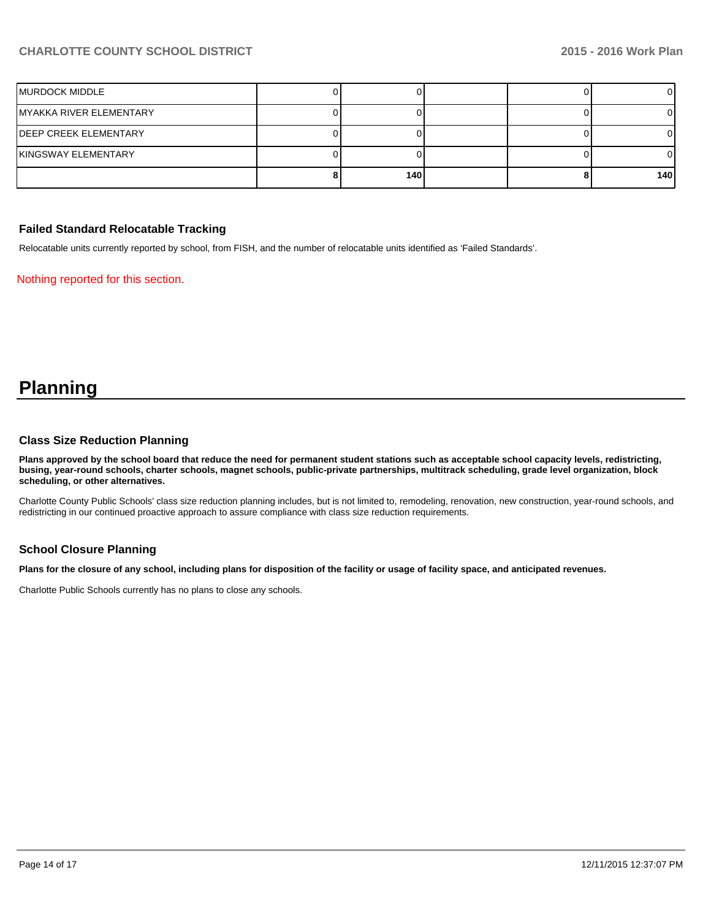| | | | | | |
|---|---|---|---|---|---|
| MURDOCK MIDDLE | 0 | 0 | | 0 | 0 |
| MYAKKA RIVER ELEMENTARY | 0 | 0 | | 0 | 0 |
| DEEP CREEK ELEMENTARY | 0 | 0 | | 0 | 0 |
| KINGSWAY ELEMENTARY | 0 | 0 | | 0 | 0 |
| | **8** | **140** | | **8** | **140** |

### Failed Standard Relocatable Tracking

Relocatable units currently reported by school, from FISH, and the number of relocatable units identified as 'Failed Standards'.

Nothing reported for this section.

# Planning

### Class Size Reduction Planning

**Plans approved by the school board that reduce the need for permanent student stations such as acceptable school capacity levels, redistricting, busing, year-round schools, charter schools, magnet schools, public-private partnerships, multitrack scheduling, grade level organization, block scheduling, or other alternatives.**

Charlotte County Public Schools' class size reduction planning includes, but is not limited to, remodeling, renovation, new construction, year-round schools, and redistricting in our continued proactive approach to assure compliance with class size reduction requirements.

### School Closure Planning

**Plans for the closure of any school, including plans for disposition of the facility or usage of facility space, and anticipated revenues.**

Charlotte Public Schools currently has no plans to close any schools.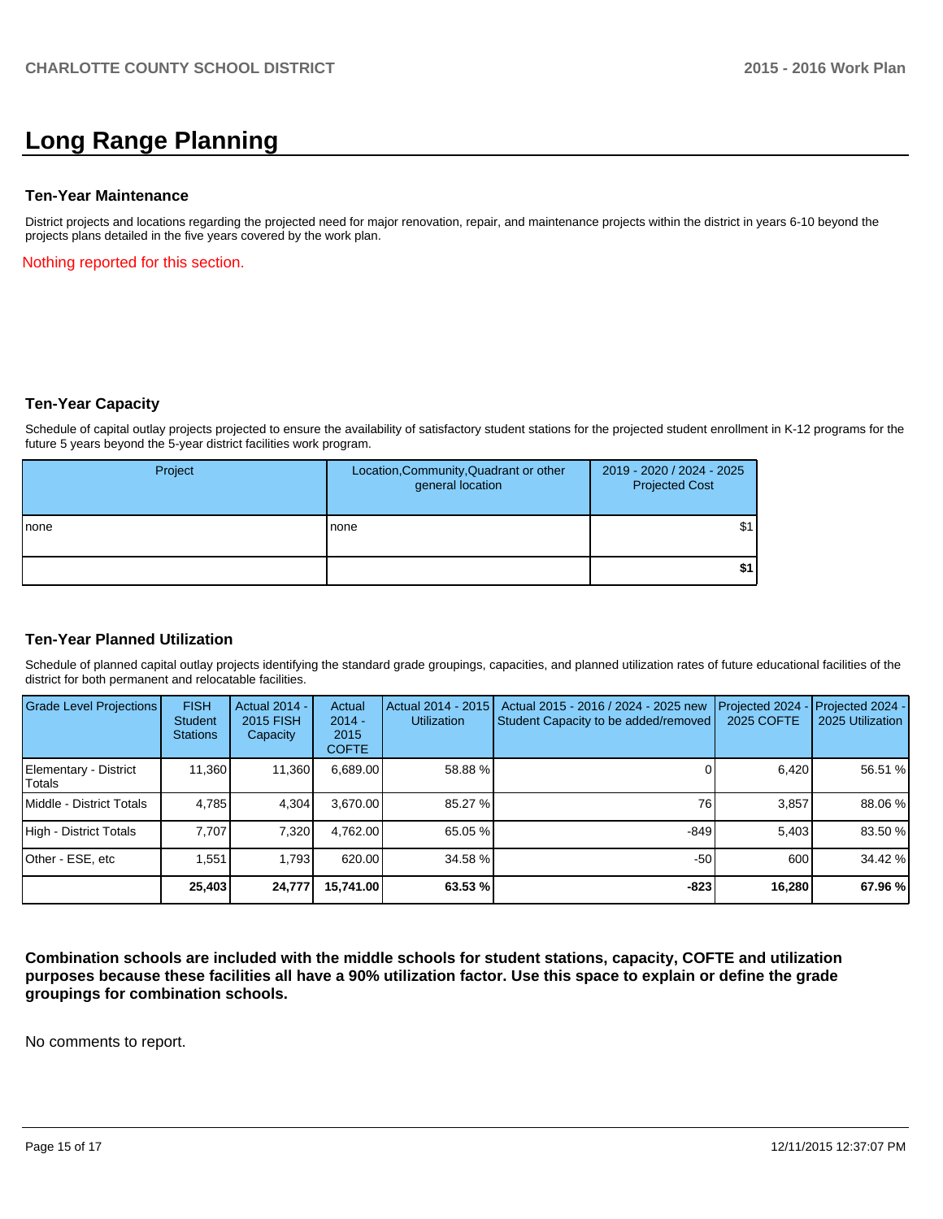# Long Range Planning

### Ten-Year Maintenance

District projects and locations regarding the projected need for major renovation, repair, and maintenance projects within the district in years 6-10 beyond the projects plans detailed in the five years covered by the work plan.

Nothing reported for this section.

### Ten-Year Capacity

Schedule of capital outlay projects projected to ensure the availability of satisfactory student stations for the projected student enrollment in K-12 programs for the future 5 years beyond the 5-year district facilities work program.

| Project | Location,Community,Quadrant or other general location | 2019 - 2020 / 2024 - 2025 Projected Cost |
|---|---|---|
| none | none | $1 |
| | | **$1** |

### Ten-Year Planned Utilization

Schedule of planned capital outlay projects identifying the standard grade groupings, capacities, and planned utilization rates of future educational facilities of the district for both permanent and relocatable facilities.

| Grade Level Projections | FISH Student Stations | Actual 2014 - 2015 FISH Capacity | Actual 2014 - 2015 COFTE | Actual 2014 - 2015 Utilization | Actual 2015 - 2016 / 2024 - 2025 new Student Capacity to be added/removed | Projected 2024 - 2025 COFTE | Projected 2024 - 2025 Utilization |
|---|---|---|---|---|---|---|---|
| Elementary - District Totals | 11,360 | 11,360 | 6,689.00 | 58.88 % | 0 | 6,420 | 56.51 % |
| Middle - District Totals | 4,785 | 4,304 | 3,670.00 | 85.27 % | 76 | 3,857 | 88.06 % |
| High - District Totals | 7,707 | 7,320 | 4,762.00 | 65.05 % | -849 | 5,403 | 83.50 % |
| Other - ESE, etc | 1,551 | 1,793 | 620.00 | 34.58 % | -50 | 600 | 34.42 % |
| | **25,403** | **24,777** | **15,741.00** | **63.53 %** | **-823** | **16,280** | **67.96 %** |

**Combination schools are included with the middle schools for student stations, capacity, COFTE and utilization purposes because these facilities all have a 90% utilization factor. Use this space to explain or define the grade groupings for combination schools.**

No comments to report.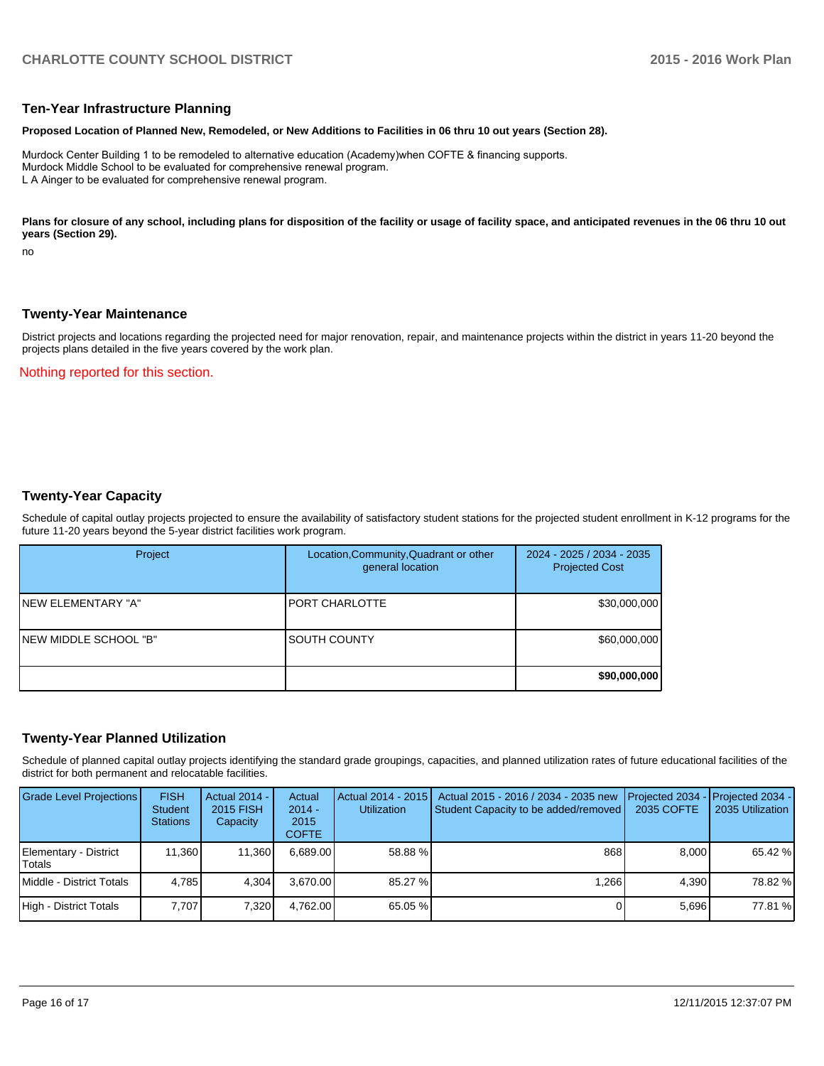## Ten-Year Infrastructure Planning

**Proposed Location of Planned New, Remodeled, or New Additions to Facilities in 06 thru 10 out years (Section 28).**

Murdock Center Building 1 to be remodeled to alternative education (Academy)when COFTE & financing supports.
Murdock Middle School to be evaluated for comprehensive renewal program.
L A Ainger to be evaluated for comprehensive renewal program.

**Plans for closure of any school, including plans for disposition of the facility or usage of facility space, and anticipated revenues in the 06 thru 10 out years (Section 29).**

no

## Twenty-Year Maintenance

District projects and locations regarding the projected need for major renovation, repair, and maintenance projects within the district in years 11-20 beyond the projects plans detailed in the five years covered by the work plan.

Nothing reported for this section.

## Twenty-Year Capacity

Schedule of capital outlay projects projected to ensure the availability of satisfactory student stations for the projected student enrollment in K-12 programs for the future 11-20 years beyond the 5-year district facilities work program.

| Project | Location,Community,Quadrant or other general location | 2024 - 2025 / 2034 - 2035 Projected Cost |
|---|---|---|
| NEW ELEMENTARY "A" | PORT CHARLOTTE | $30,000,000 |
| NEW MIDDLE SCHOOL "B" | SOUTH COUNTY | $60,000,000 |
| | | **$90,000,000** |

## Twenty-Year Planned Utilization

Schedule of planned capital outlay projects identifying the standard grade groupings, capacities, and planned utilization rates of future educational facilities of the district for both permanent and relocatable facilities.

| Grade Level Projections | FISH Student Stations | Actual 2014 - 2015 FISH Capacity | Actual 2014 - 2015 COFTE | Actual 2014 - 2015 Utilization | Actual 2015 - 2016 / 2034 - 2035 new Student Capacity to be added/removed | Projected 2034 - 2035 COFTE | Projected 2034 - 2035 Utilization |
|---|---|---|---|---|---|---|---|
| Elementary - District Totals | 11,360 | 11,360 | 6,689.00 | 58.88 % | 868 | 8,000 | 65.42 % |
| Middle - District Totals | 4,785 | 4,304 | 3,670.00 | 85.27 % | 1,266 | 4,390 | 78.82 % |
| High - District Totals | 7,707 | 7,320 | 4,762.00 | 65.05 % | 0 | 5,696 | 77.81 % |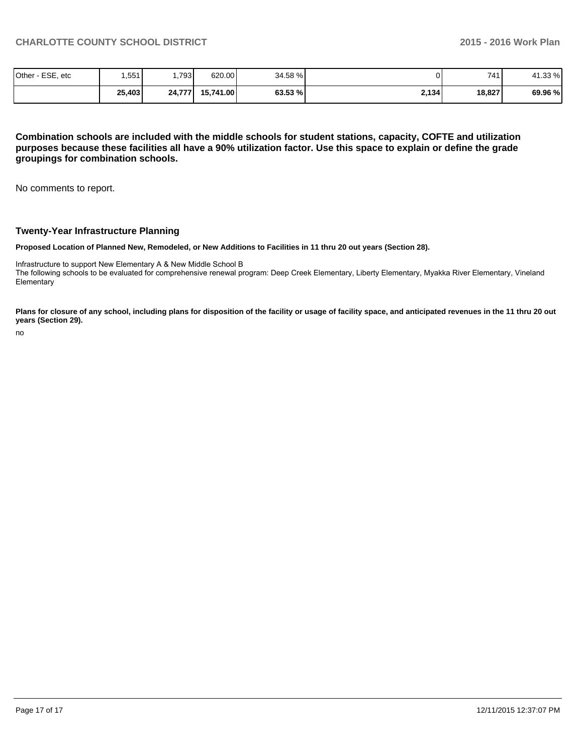| | | | | | | | |
|---|---|---|---|---|---|---|---|
| Other - ESE, etc | 1,551 | 1,793 | 620.00 | 34.58 % | 0 | 741 | 41.33 % |
| | **25,403** | **24,777** | **15,741.00** | **63.53 %** | **2,134** | **18,827** | **69.96 %** |

**Combination schools are included with the middle schools for student stations, capacity, COFTE and utilization purposes because these facilities all have a 90% utilization factor. Use this space to explain or define the grade groupings for combination schools.**

No comments to report.

## Twenty-Year Infrastructure Planning

**Proposed Location of Planned New, Remodeled, or New Additions to Facilities in 11 thru 20 out years (Section 28).**

Infrastructure to support New Elementary A & New Middle School B
The following schools to be evaluated for comprehensive renewal program: Deep Creek Elementary, Liberty Elementary, Myakka River Elementary, Vineland Elementary

**Plans for closure of any school, including plans for disposition of the facility or usage of facility space, and anticipated revenues in the 11 thru 20 out years (Section 29).**

no